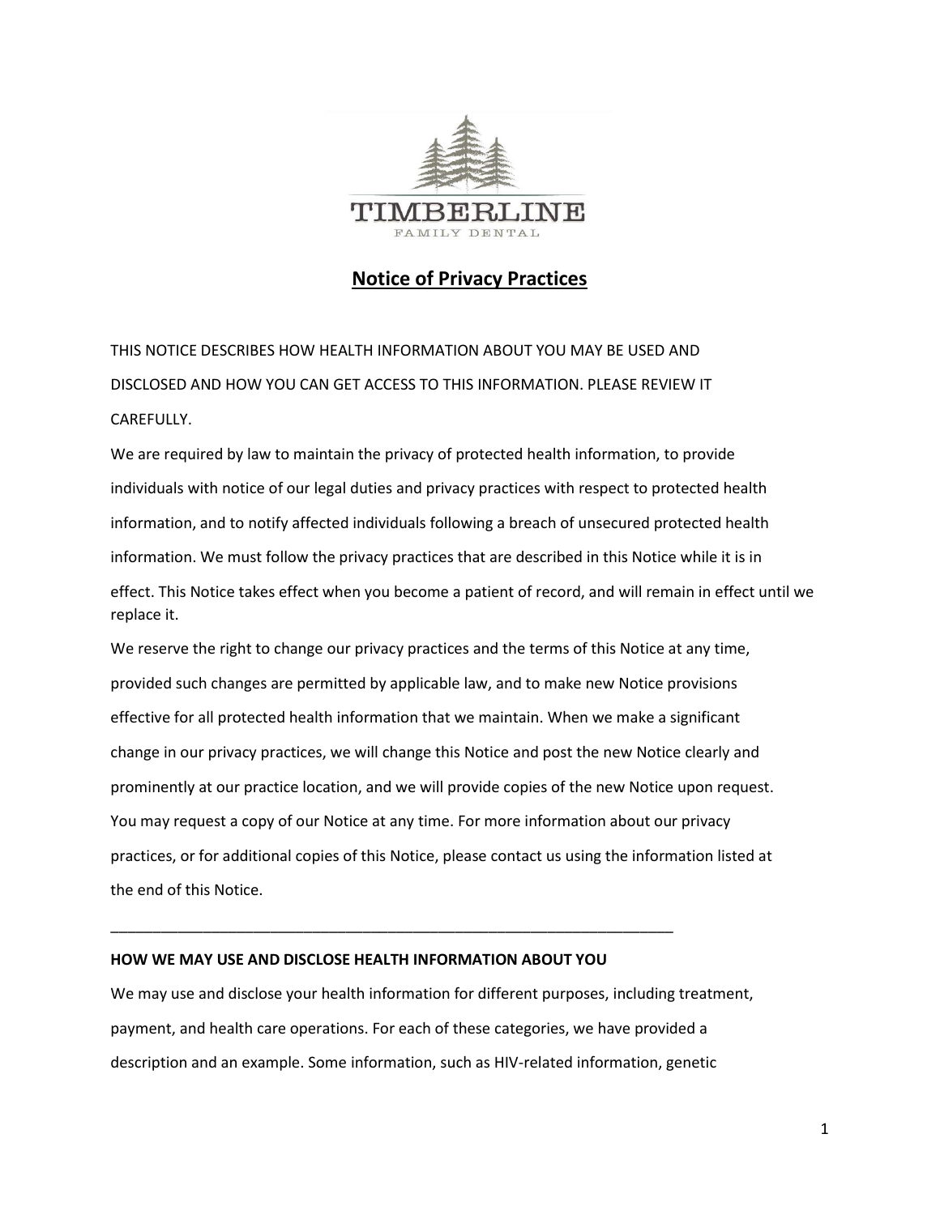TIMBERLINE

FAMILY DENTAL

# Notice of Privacy Practices

THIS NOTICE DESCRIBES HOW HEALTH INFORMATION ABOUT YOU MAY BE USED AND DISCLOSED AND HOW YOU CAN GET ACCESS TO THIS INFORMATION. PLEASE REVIEW IT CAREFULLY.

We are required by law to maintain the privacy of protected health information, to provide individuals with notice of our legal duties and privacy practices with respect to protected health information, and to notify affected individuals following a breach of unsecured protected health information. We must follow the privacy practices that are described in this Notice while it is in effect. This Notice takes effect when you become a patient of record, and will remain in effect until we replace it.

We reserve the right to change our privacy practices and the terms of this Notice at any time, provided such changes are permitted by applicable law, and to make new Notice provisions effective for all protected health information that we maintain. When we make a significant change in our privacy practices, we will change this Notice and post the new Notice clearly and prominently at our practice location, and we will provide copies of the new Notice upon request. You may request a copy of our Notice at any time. For more information about our privacy practices, or for additional copies of this Notice, please contact us using the information listed at the end of this Notice.

---

**HOW WE MAY USE AND DISCLOSE HEALTH INFORMATION ABOUT YOU**

We may use and disclose your health information for different purposes, including treatment, payment, and health care operations. For each of these categories, we have provided a description and an example. Some information, such as HIV-related information, genetic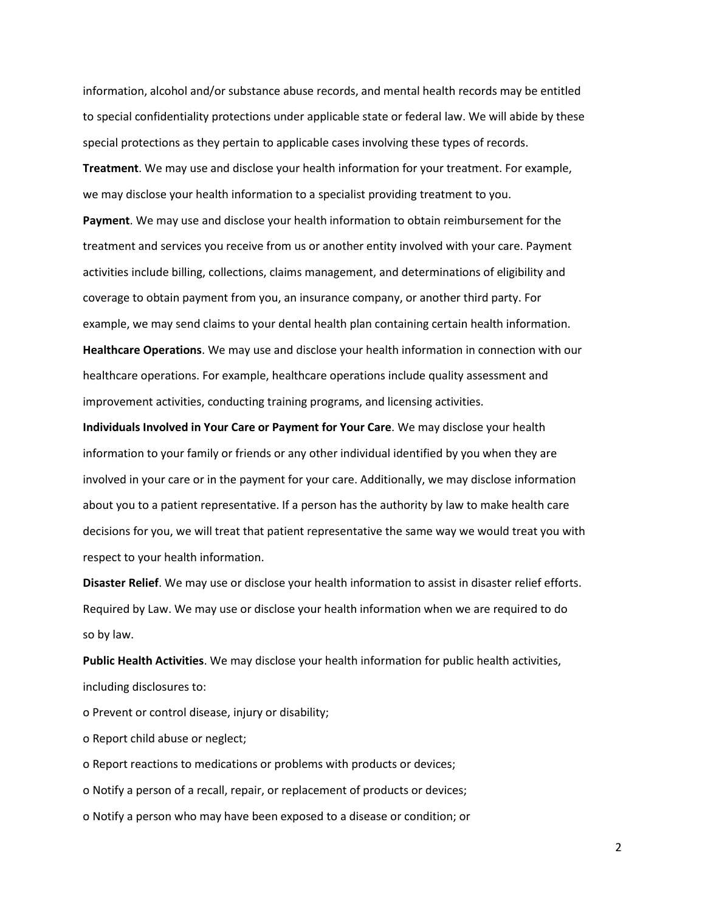information, alcohol and/or substance abuse records, and mental health records may be entitled to special confidentiality protections under applicable state or federal law. We will abide by these special protections as they pertain to applicable cases involving these types of records.

**Treatment**. We may use and disclose your health information for your treatment. For example, we may disclose your health information to a specialist providing treatment to you.

**Payment**. We may use and disclose your health information to obtain reimbursement for the treatment and services you receive from us or another entity involved with your care. Payment activities include billing, collections, claims management, and determinations of eligibility and coverage to obtain payment from you, an insurance company, or another third party. For example, we may send claims to your dental health plan containing certain health information.

**Healthcare Operations**. We may use and disclose your health information in connection with our healthcare operations. For example, healthcare operations include quality assessment and improvement activities, conducting training programs, and licensing activities.

**Individuals Involved in Your Care or Payment for Your Care**. We may disclose your health information to your family or friends or any other individual identified by you when they are involved in your care or in the payment for your care. Additionally, we may disclose information about you to a patient representative. If a person has the authority by law to make health care decisions for you, we will treat that patient representative the same way we would treat you with respect to your health information.

**Disaster Relief**. We may use or disclose your health information to assist in disaster relief efforts.

Required by Law. We may use or disclose your health information when we are required to do so by law.

**Public Health Activities**. We may disclose your health information for public health activities, including disclosures to:

- Prevent or control disease, injury or disability;
- Report child abuse or neglect;
- Report reactions to medications or problems with products or devices;
- Notify a person of a recall, repair, or replacement of products or devices;
- Notify a person who may have been exposed to a disease or condition; or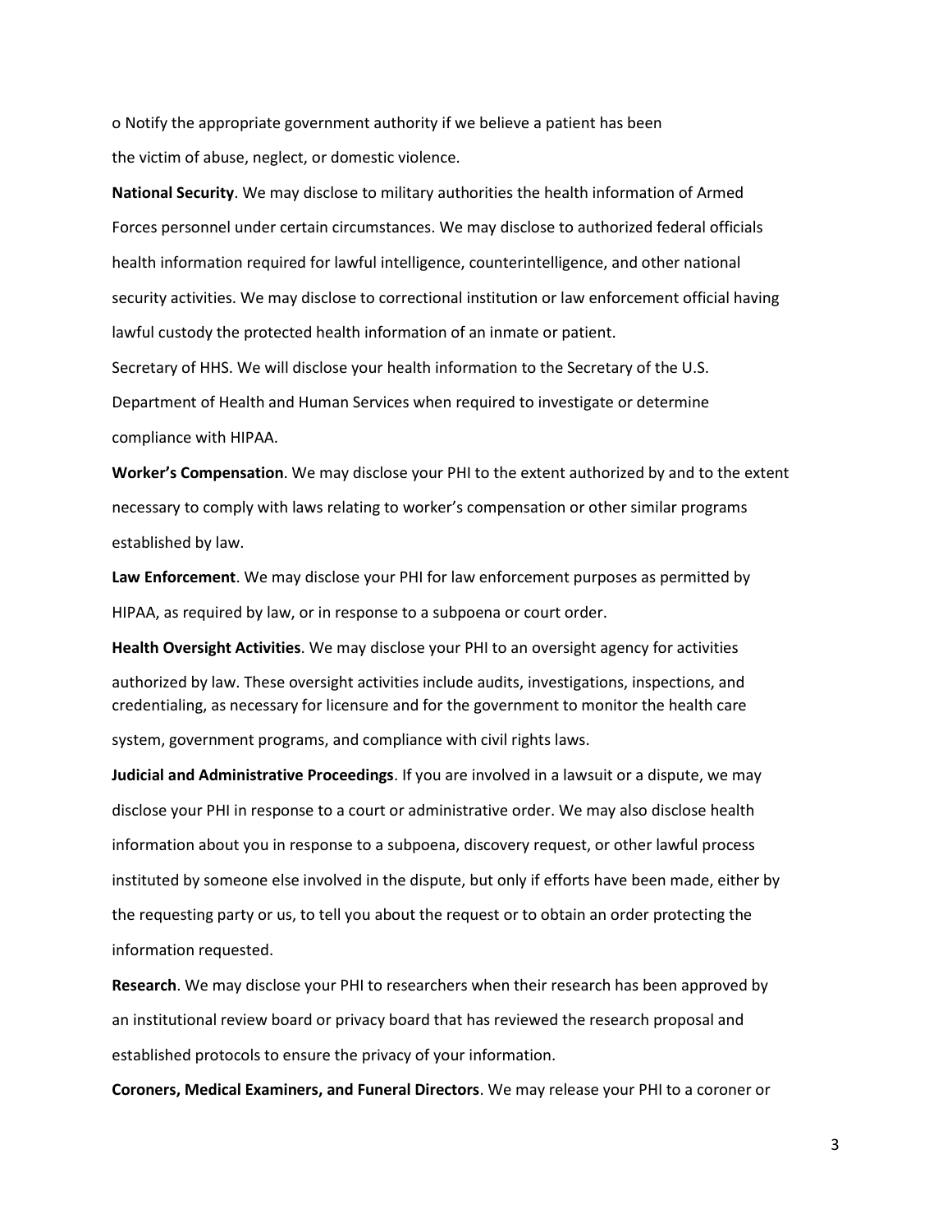o Notify the appropriate government authority if we believe a patient has been the victim of abuse, neglect, or domestic violence.

**National Security**. We may disclose to military authorities the health information of Armed Forces personnel under certain circumstances. We may disclose to authorized federal officials health information required for lawful intelligence, counterintelligence, and other national security activities. We may disclose to correctional institution or law enforcement official having lawful custody the protected health information of an inmate or patient.

Secretary of HHS. We will disclose your health information to the Secretary of the U.S. Department of Health and Human Services when required to investigate or determine compliance with HIPAA.

**Worker's Compensation**. We may disclose your PHI to the extent authorized by and to the extent necessary to comply with laws relating to worker's compensation or other similar programs established by law.

**Law Enforcement**. We may disclose your PHI for law enforcement purposes as permitted by HIPAA, as required by law, or in response to a subpoena or court order.

**Health Oversight Activities**. We may disclose your PHI to an oversight agency for activities authorized by law. These oversight activities include audits, investigations, inspections, and credentialing, as necessary for licensure and for the government to monitor the health care system, government programs, and compliance with civil rights laws.

**Judicial and Administrative Proceedings**. If you are involved in a lawsuit or a dispute, we may disclose your PHI in response to a court or administrative order. We may also disclose health information about you in response to a subpoena, discovery request, or other lawful process instituted by someone else involved in the dispute, but only if efforts have been made, either by the requesting party or us, to tell you about the request or to obtain an order protecting the information requested.

**Research**. We may disclose your PHI to researchers when their research has been approved by an institutional review board or privacy board that has reviewed the research proposal and established protocols to ensure the privacy of your information.

**Coroners, Medical Examiners, and Funeral Directors**. We may release your PHI to a coroner or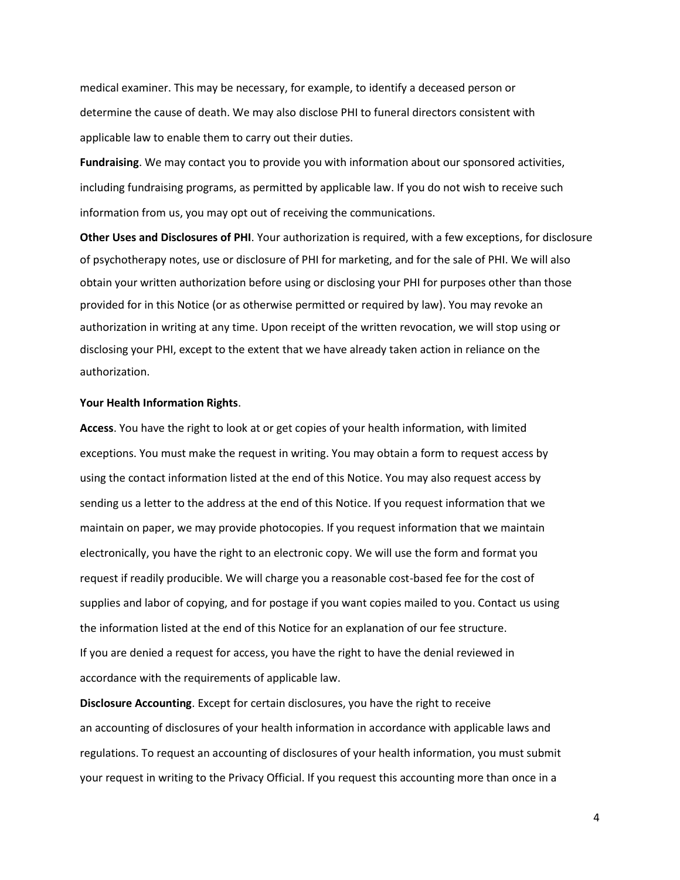medical examiner. This may be necessary, for example, to identify a deceased person or determine the cause of death. We may also disclose PHI to funeral directors consistent with applicable law to enable them to carry out their duties.

**Fundraising**. We may contact you to provide you with information about our sponsored activities, including fundraising programs, as permitted by applicable law. If you do not wish to receive such information from us, you may opt out of receiving the communications.

**Other Uses and Disclosures of PHI**. Your authorization is required, with a few exceptions, for disclosure of psychotherapy notes, use or disclosure of PHI for marketing, and for the sale of PHI. We will also obtain your written authorization before using or disclosing your PHI for purposes other than those provided for in this Notice (or as otherwise permitted or required by law). You may revoke an authorization in writing at any time. Upon receipt of the written revocation, we will stop using or disclosing your PHI, except to the extent that we have already taken action in reliance on the authorization.

**Your Health Information Rights**.

**Access**. You have the right to look at or get copies of your health information, with limited exceptions. You must make the request in writing. You may obtain a form to request access by using the contact information listed at the end of this Notice. You may also request access by sending us a letter to the address at the end of this Notice. If you request information that we maintain on paper, we may provide photocopies. If you request information that we maintain electronically, you have the right to an electronic copy. We will use the form and format you request if readily producible. We will charge you a reasonable cost-based fee for the cost of supplies and labor of copying, and for postage if you want copies mailed to you. Contact us using the information listed at the end of this Notice for an explanation of our fee structure.
If you are denied a request for access, you have the right to have the denial reviewed in accordance with the requirements of applicable law.

**Disclosure Accounting**. Except for certain disclosures, you have the right to receive an accounting of disclosures of your health information in accordance with applicable laws and regulations. To request an accounting of disclosures of your health information, you must submit your request in writing to the Privacy Official. If you request this accounting more than once in a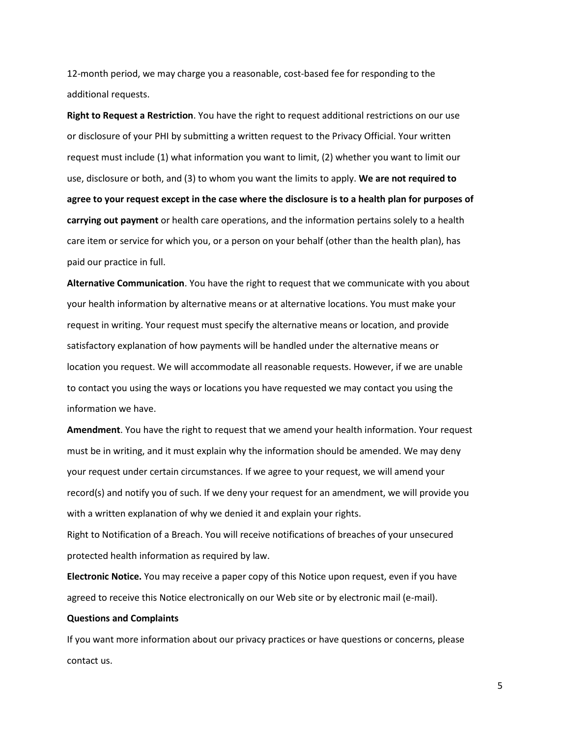12-month period, we may charge you a reasonable, cost-based fee for responding to the additional requests.

**Right to Request a Restriction**. You have the right to request additional restrictions on our use or disclosure of your PHI by submitting a written request to the Privacy Official. Your written request must include (1) what information you want to limit, (2) whether you want to limit our use, disclosure or both, and (3) to whom you want the limits to apply. **We are not required to agree to your request except in the case where the disclosure is to a health plan for purposes of carrying out payment** or health care operations, and the information pertains solely to a health care item or service for which you, or a person on your behalf (other than the health plan), has paid our practice in full.

**Alternative Communication**. You have the right to request that we communicate with you about your health information by alternative means or at alternative locations. You must make your request in writing. Your request must specify the alternative means or location, and provide satisfactory explanation of how payments will be handled under the alternative means or location you request. We will accommodate all reasonable requests. However, if we are unable to contact you using the ways or locations you have requested we may contact you using the information we have.

**Amendment**. You have the right to request that we amend your health information. Your request must be in writing, and it must explain why the information should be amended. We may deny your request under certain circumstances. If we agree to your request, we will amend your record(s) and notify you of such. If we deny your request for an amendment, we will provide you with a written explanation of why we denied it and explain your rights.

Right to Notification of a Breach. You will receive notifications of breaches of your unsecured protected health information as required by law.

**Electronic Notice.** You may receive a paper copy of this Notice upon request, even if you have agreed to receive this Notice electronically on our Web site or by electronic mail (e-mail).

**Questions and Complaints**

If you want more information about our privacy practices or have questions or concerns, please contact us.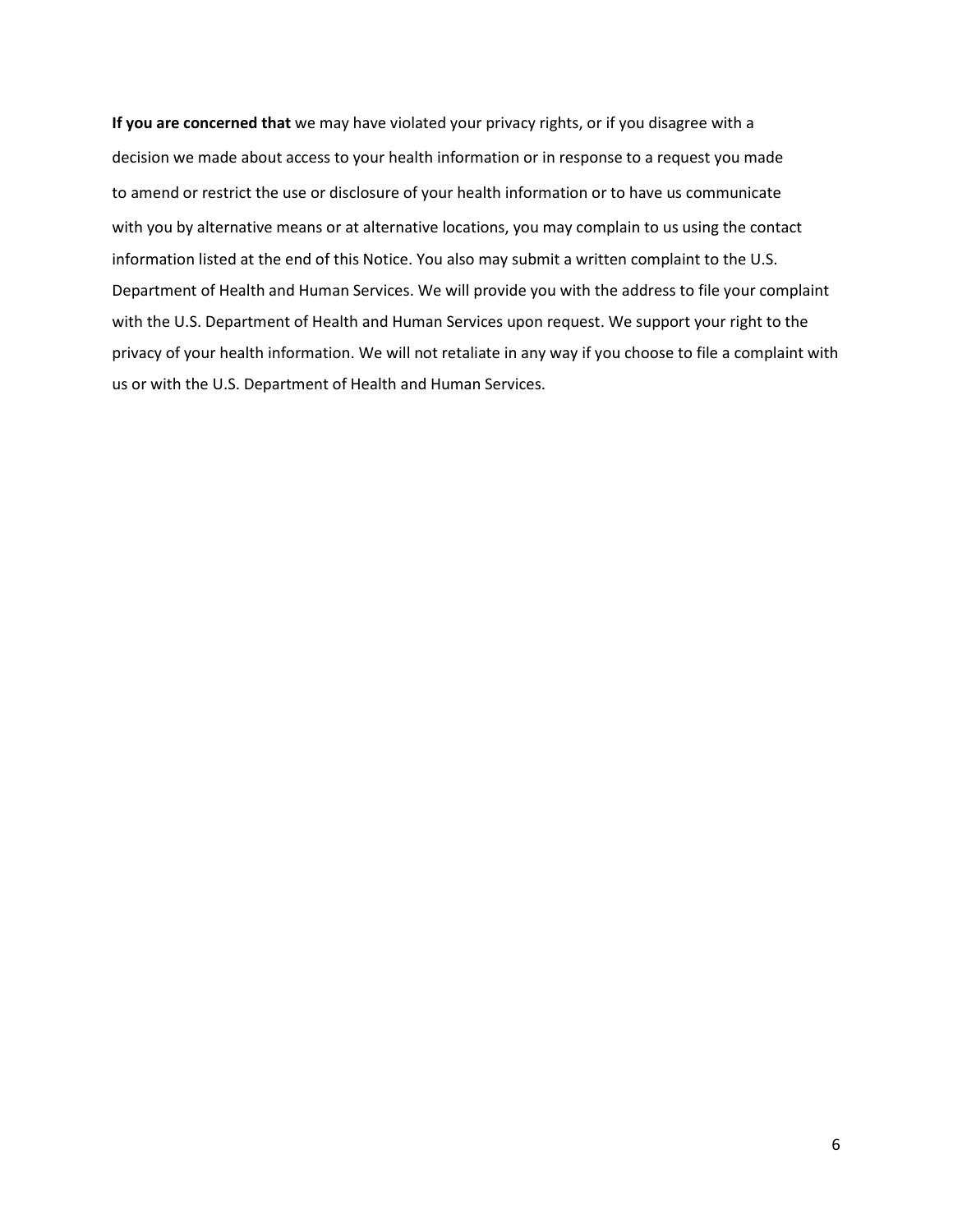**If you are concerned that** we may have violated your privacy rights, or if you disagree with a decision we made about access to your health information or in response to a request you made to amend or restrict the use or disclosure of your health information or to have us communicate with you by alternative means or at alternative locations, you may complain to us using the contact information listed at the end of this Notice. You also may submit a written complaint to the U.S. Department of Health and Human Services. We will provide you with the address to file your complaint with the U.S. Department of Health and Human Services upon request. We support your right to the privacy of your health information. We will not retaliate in any way if you choose to file a complaint with us or with the U.S. Department of Health and Human Services.